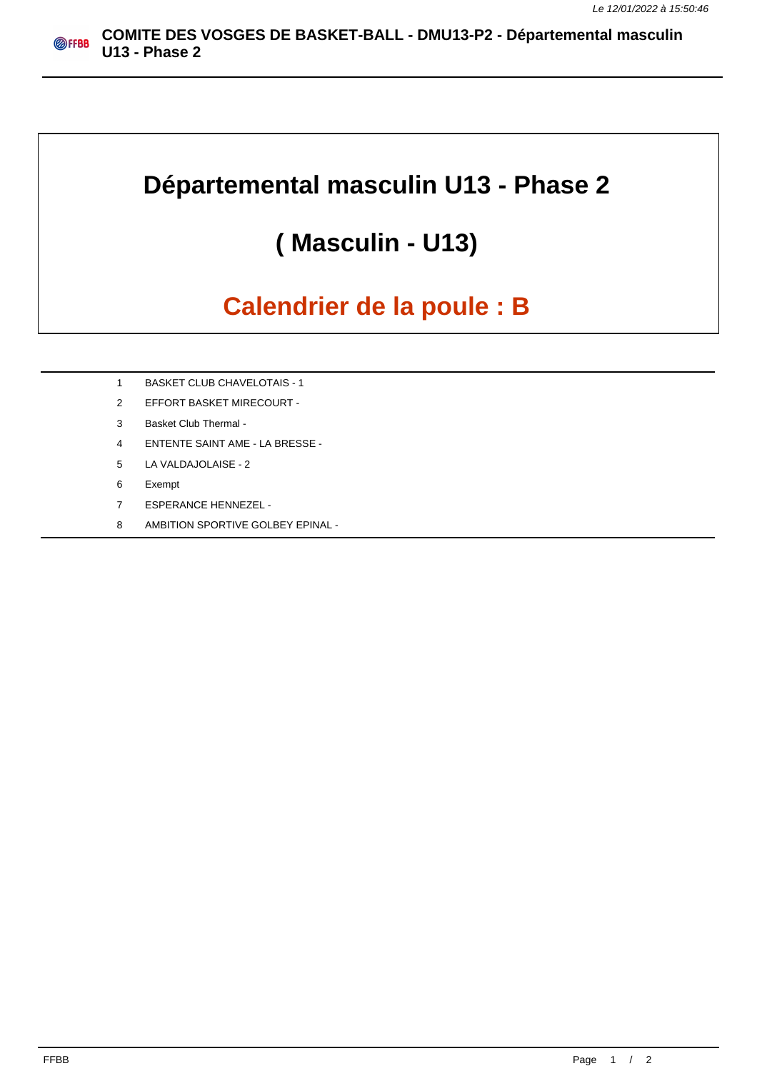# Départemental masculin U13 - Phase 2

## ( Masculin - U13)

## Calendrier de la poule : B

| | |
|---|---|
| 1 | BASKET CLUB CHAVELOTAIS - 1 |
| 2 | EFFORT BASKET MIRECOURT - |
| 3 | Basket Club Thermal - |
| 4 | ENTENTE SAINT AME - LA BRESSE - |
| 5 | LA VALDAJOLAISE - 2 |
| 6 | Exempt |
| 7 | ESPERANCE HENNEZEL - |
| 8 | AMBITION SPORTIVE GOLBEY EPINAL - |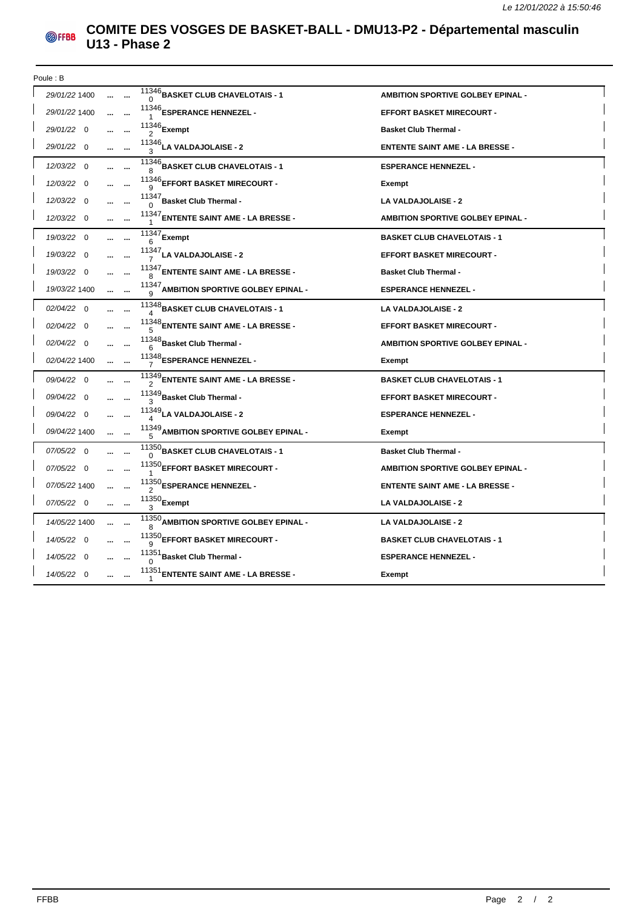# COMITE DES VOSGES DE BASKET-BALL - DMU13-P2 - Départemental masculin U13 - Phase 2

Poule : B

| | | | | | | |
|---|---|---|---|---|---|---|
| 29/01/22 | 1400 | ... | ... | 113460 | BASKET CLUB CHAVELOTAIS - 1 | AMBITION SPORTIVE GOLBEY EPINAL - |
| 29/01/22 | 1400 | ... | ... | 113461 | ESPERANCE HENNEZEL - | EFFORT BASKET MIRECOURT - |
| 29/01/22 | 0 | ... | ... | 113462 | Exempt | Basket Club Thermal - |
| 29/01/22 | 0 | ... | ... | 113463 | LA VALDAJOLAISE - 2 | ENTENTE SAINT AME - LA BRESSE - |
| 12/03/22 | 0 | ... | ... | 113468 | BASKET CLUB CHAVELOTAIS - 1 | ESPERANCE HENNEZEL - |
| 12/03/22 | 0 | ... | ... | 113469 | EFFORT BASKET MIRECOURT - | Exempt |
| 12/03/22 | 0 | ... | ... | 113470 | Basket Club Thermal - | LA VALDAJOLAISE - 2 |
| 12/03/22 | 0 | ... | ... | 113471 | ENTENTE SAINT AME - LA BRESSE - | AMBITION SPORTIVE GOLBEY EPINAL - |
| 19/03/22 | 0 | ... | ... | 113476 | Exempt | BASKET CLUB CHAVELOTAIS - 1 |
| 19/03/22 | 0 | ... | ... | 113477 | LA VALDAJOLAISE - 2 | EFFORT BASKET MIRECOURT - |
| 19/03/22 | 0 | ... | ... | 113478 | ENTENTE SAINT AME - LA BRESSE - | Basket Club Thermal - |
| 19/03/22 | 1400 | ... | ... | 113479 | AMBITION SPORTIVE GOLBEY EPINAL - | ESPERANCE HENNEZEL - |
| 02/04/22 | 0 | ... | ... | 113484 | BASKET CLUB CHAVELOTAIS - 1 | LA VALDAJOLAISE - 2 |
| 02/04/22 | 0 | ... | ... | 113485 | ENTENTE SAINT AME - LA BRESSE - | EFFORT BASKET MIRECOURT - |
| 02/04/22 | 0 | ... | ... | 113486 | Basket Club Thermal - | AMBITION SPORTIVE GOLBEY EPINAL - |
| 02/04/22 | 1400 | ... | ... | 113487 | ESPERANCE HENNEZEL - | Exempt |
| 09/04/22 | 0 | ... | ... | 113492 | ENTENTE SAINT AME - LA BRESSE - | BASKET CLUB CHAVELOTAIS - 1 |
| 09/04/22 | 0 | ... | ... | 113493 | Basket Club Thermal - | EFFORT BASKET MIRECOURT - |
| 09/04/22 | 0 | ... | ... | 113494 | LA VALDAJOLAISE - 2 | ESPERANCE HENNEZEL - |
| 09/04/22 | 1400 | ... | ... | 113495 | AMBITION SPORTIVE GOLBEY EPINAL - | Exempt |
| 07/05/22 | 0 | ... | ... | 113500 | BASKET CLUB CHAVELOTAIS - 1 | Basket Club Thermal - |
| 07/05/22 | 0 | ... | ... | 113501 | EFFORT BASKET MIRECOURT - | AMBITION SPORTIVE GOLBEY EPINAL - |
| 07/05/22 | 1400 | ... | ... | 113502 | ESPERANCE HENNEZEL - | ENTENTE SAINT AME - LA BRESSE - |
| 07/05/22 | 0 | ... | ... | 113503 | Exempt | LA VALDAJOLAISE - 2 |
| 14/05/22 | 1400 | ... | ... | 113508 | AMBITION SPORTIVE GOLBEY EPINAL - | LA VALDAJOLAISE - 2 |
| 14/05/22 | 0 | ... | ... | 113509 | EFFORT BASKET MIRECOURT - | BASKET CLUB CHAVELOTAIS - 1 |
| 14/05/22 | 0 | ... | ... | 113510 | Basket Club Thermal - | ESPERANCE HENNEZEL - |
| 14/05/22 | 0 | ... | ... | 113511 | ENTENTE SAINT AME - LA BRESSE - | Exempt |